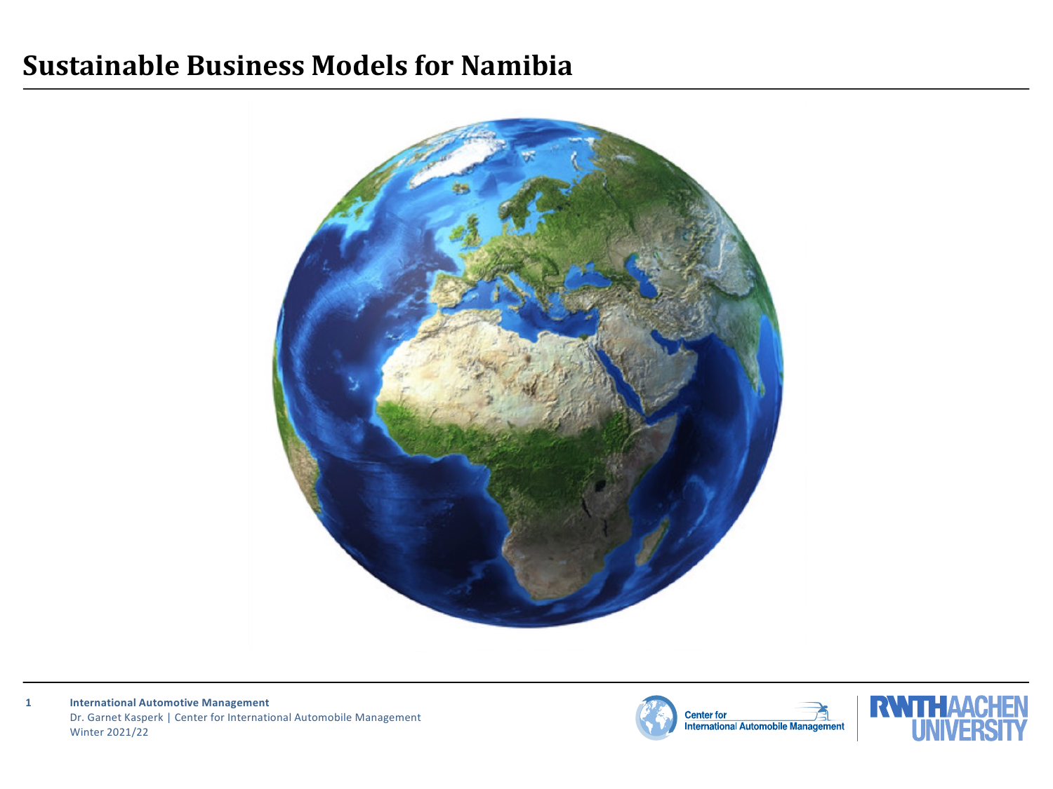# Sustainable Business Models for Namibia

**International Automotive Management**
Dr. Garnet Kasperk | Center for International Automobile Management
Winter 2021/22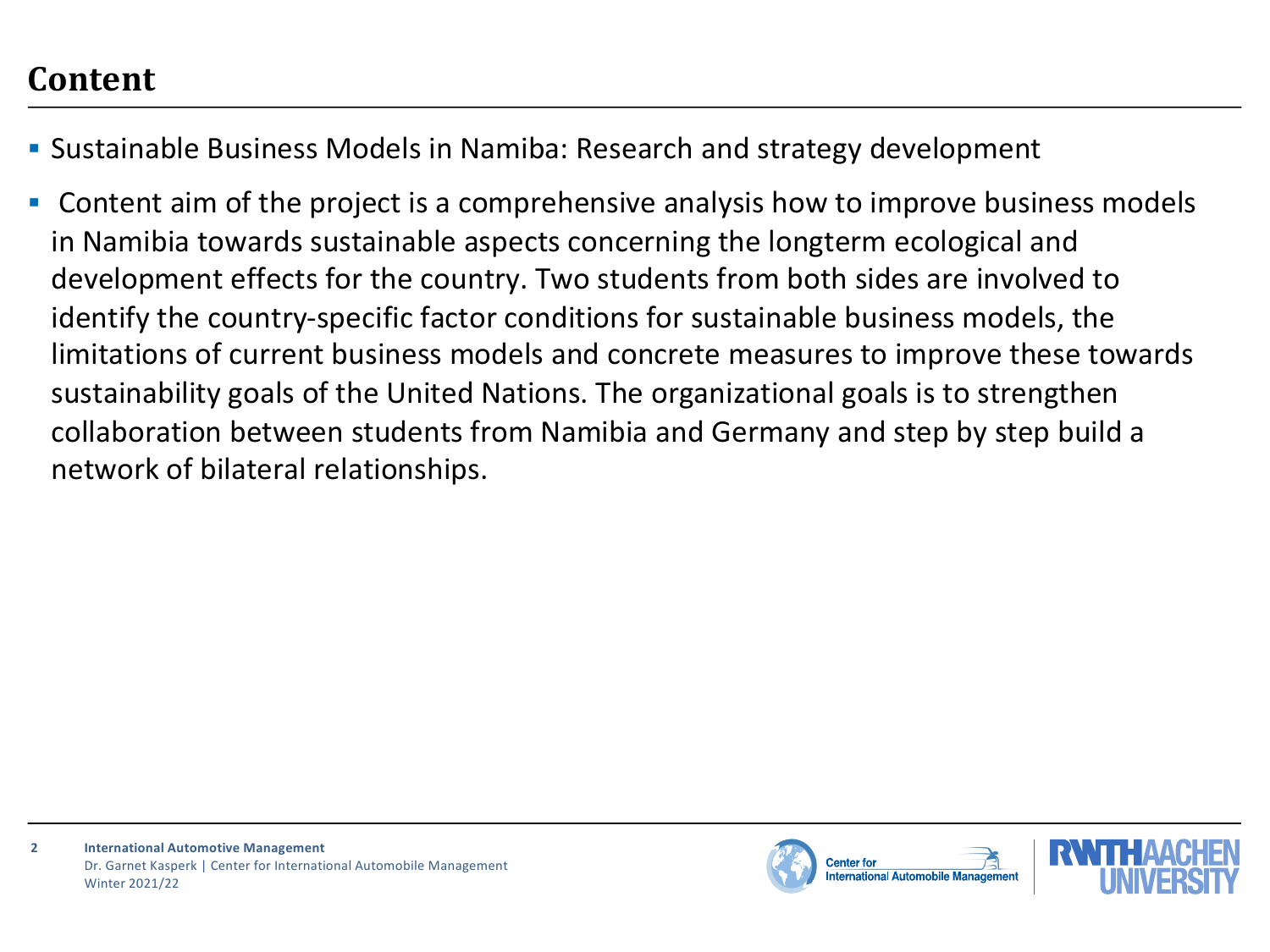# Content

- Sustainable Business Models in Namiba: Research and strategy development
- Content aim of the project is a comprehensive analysis how to improve business models in Namibia towards sustainable aspects concerning the longterm ecological and development effects for the country. Two students from both sides are involved to identify the country-specific factor conditions for sustainable business models, the limitations of current business models and concrete measures to improve these towards sustainability goals of the United Nations. The organizational goals is to strengthen collaboration between students from Namibia and Germany and step by step build a network of bilateral relationships.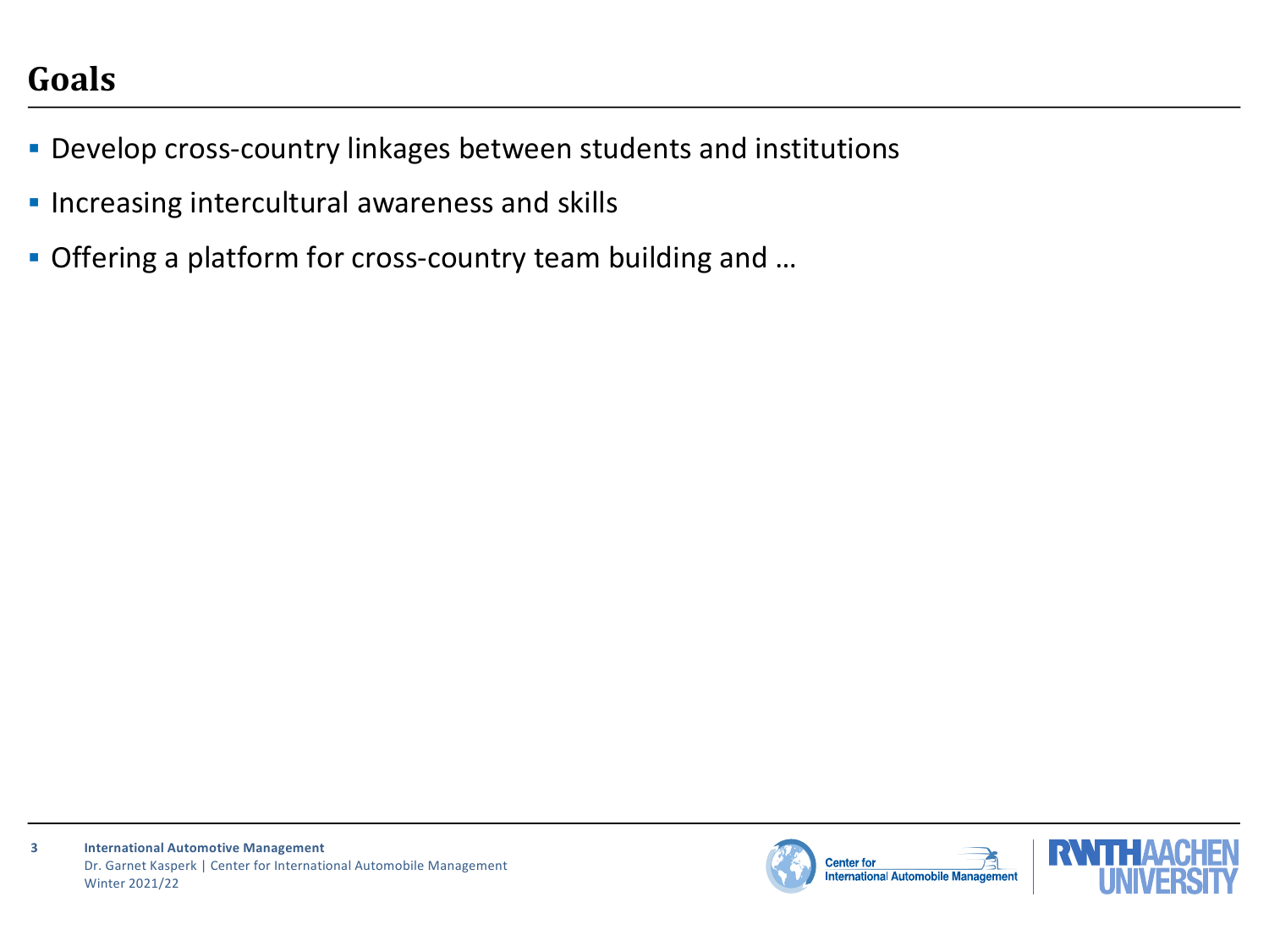# Goals

- Develop cross-country linkages between students and institutions
- Increasing intercultural awareness and skills
- Offering a platform for cross-country team building and …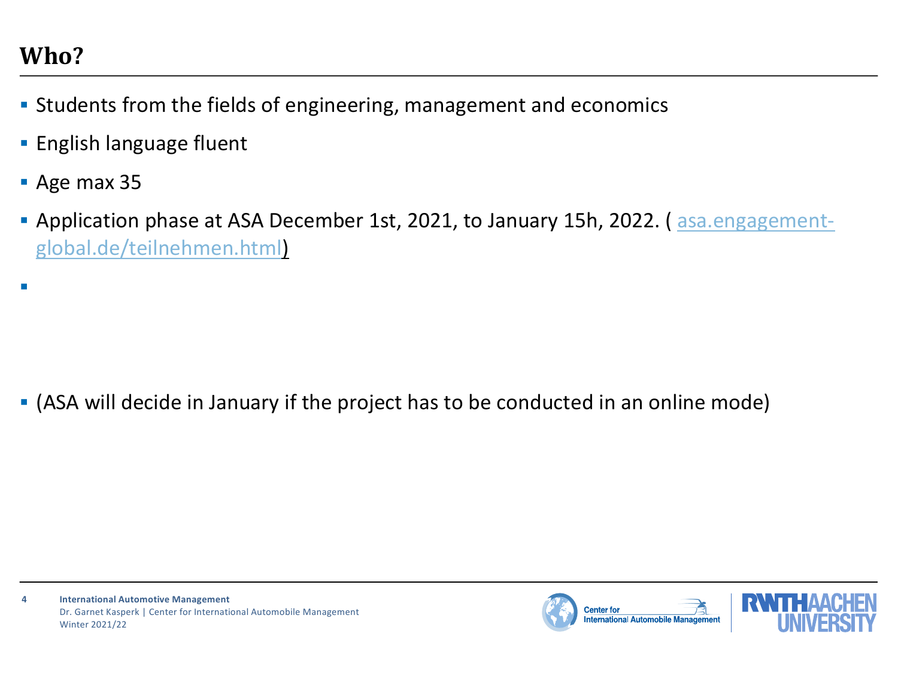# Who?

- Students from the fields of engineering, management and economics
- English language fluent
- Age max 35
- Application phase at ASA December 1st, 2021, to January 15h, 2022. ( asa.engagement-global.de/teilnehmen.html)
- 
- (ASA will decide in January if the project has to be conducted in an online mode)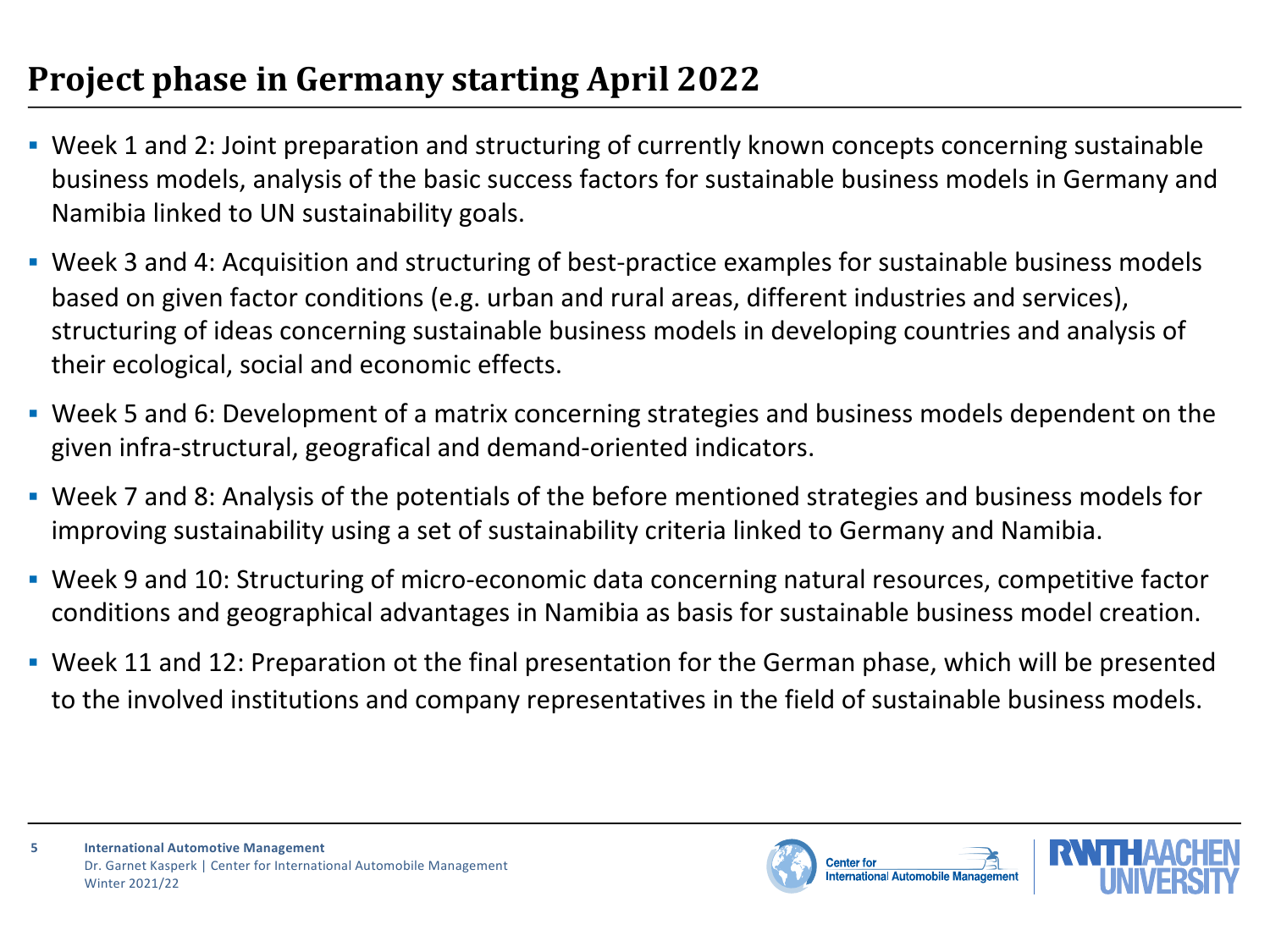# Project phase in Germany starting April 2022

- Week 1 and 2: Joint preparation and structuring of currently known concepts concerning sustainable business models, analysis of the basic success factors for sustainable business models in Germany and Namibia linked to UN sustainability goals.
- Week 3 and 4: Acquisition and structuring of best-practice examples for sustainable business models based on given factor conditions (e.g. urban and rural areas, different industries and services), structuring of ideas concerning sustainable business models in developing countries and analysis of their ecological, social and economic effects.
- Week 5 and 6: Development of a matrix concerning strategies and business models dependent on the given infra-structural, geografical and demand-oriented indicators.
- Week 7 and 8: Analysis of the potentials of the before mentioned strategies and business models for improving sustainability using a set of sustainability criteria linked to Germany and Namibia.
- Week 9 and 10: Structuring of micro-economic data concerning natural resources, competitive factor conditions and geographical advantages in Namibia as basis for sustainable business model creation.
- Week 11 and 12: Preparation ot the final presentation for the German phase, which will be presented to the involved institutions and company representatives in the field of sustainable business models.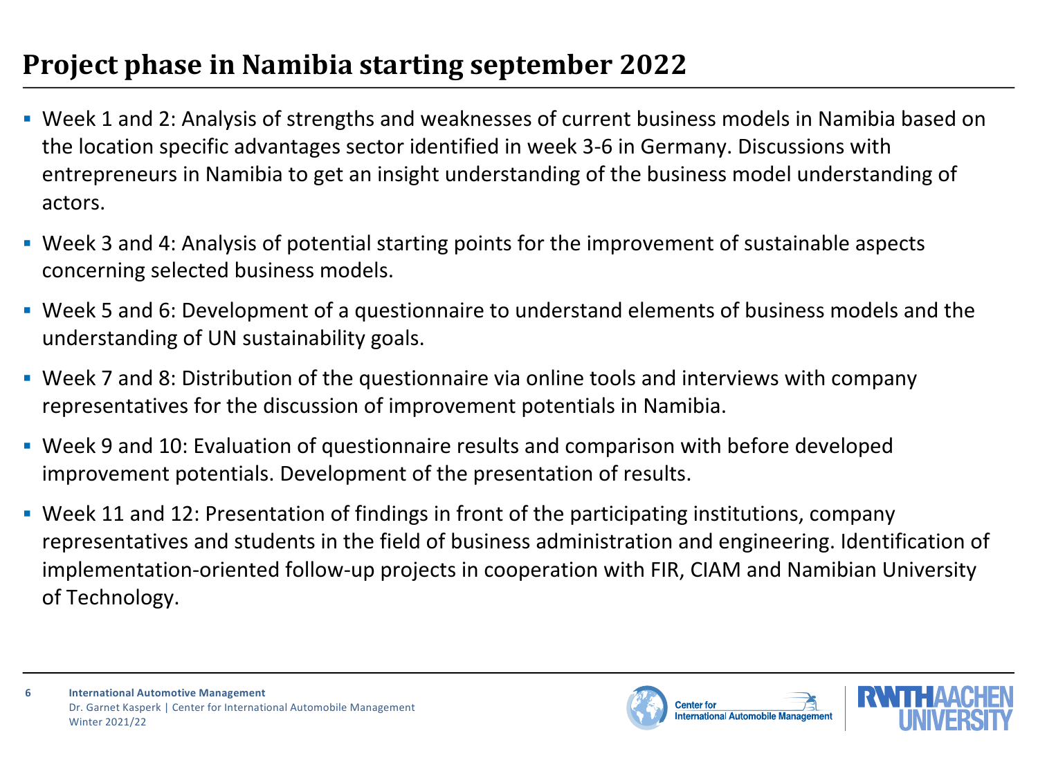# Project phase in Namibia starting september 2022

- Week 1 and 2: Analysis of strengths and weaknesses of current business models in Namibia based on the location specific advantages sector identified in week 3-6 in Germany. Discussions with entrepreneurs in Namibia to get an insight understanding of the business model understanding of actors.
- Week 3 and 4: Analysis of potential starting points for the improvement of sustainable aspects concerning selected business models.
- Week 5 and 6: Development of a questionnaire to understand elements of business models and the understanding of UN sustainability goals.
- Week 7 and 8: Distribution of the questionnaire via online tools and interviews with company representatives for the discussion of improvement potentials in Namibia.
- Week 9 and 10: Evaluation of questionnaire results and comparison with before developed improvement potentials. Development of the presentation of results.
- Week 11 and 12: Presentation of findings in front of the participating institutions, company representatives and students in the field of business administration and engineering. Identification of implementation-oriented follow-up projects in cooperation with FIR, CIAM and Namibian University of Technology.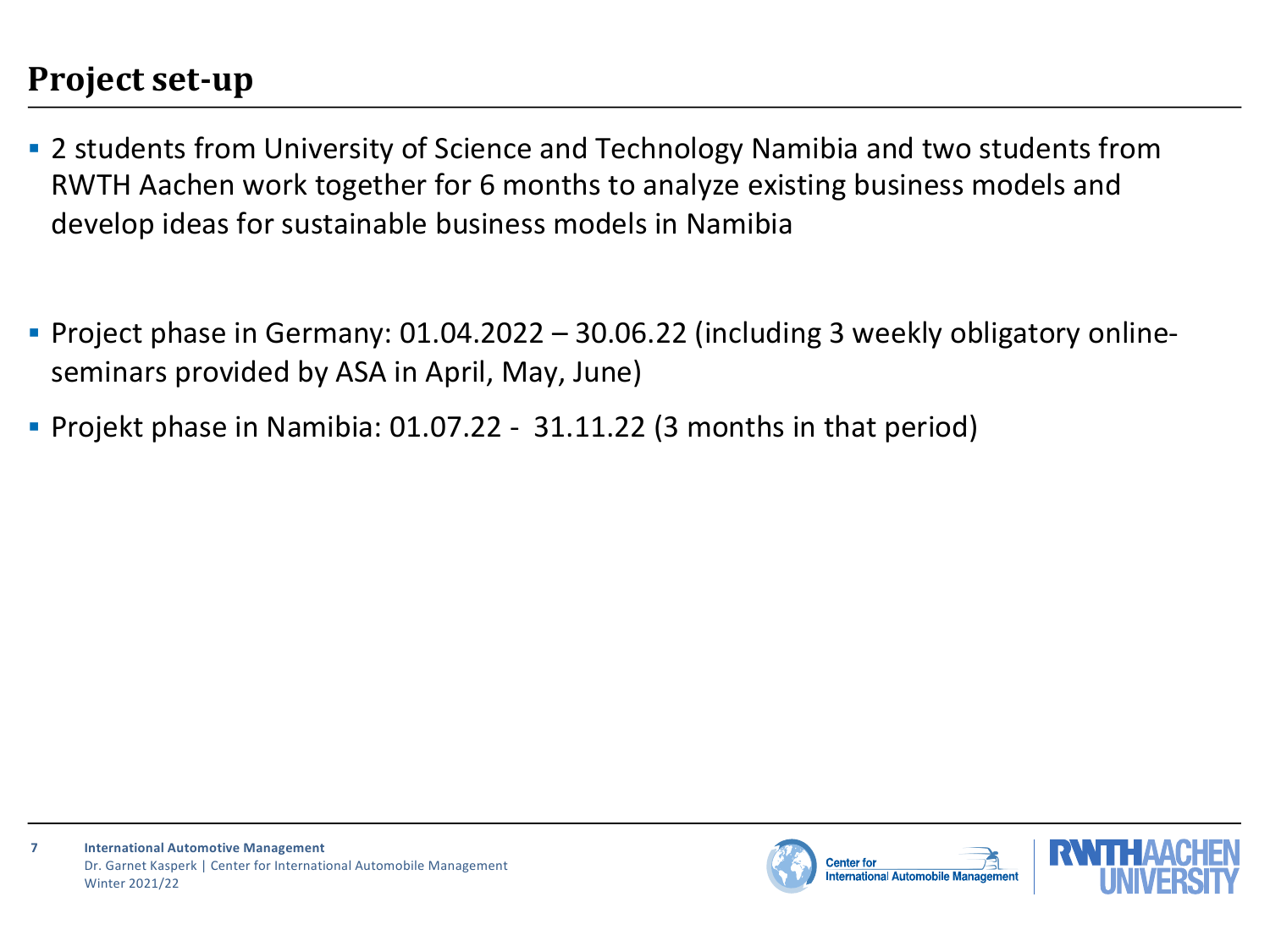# Project set-up

- 2 students from University of Science and Technology Namibia and two students from RWTH Aachen work together for 6 months to analyze existing business models and develop ideas for sustainable business models in Namibia

- Project phase in Germany: 01.04.2022 – 30.06.22 (including 3 weekly obligatory online-seminars provided by ASA in April, May, June)
- Projekt phase in Namibia: 01.07.22 - 31.11.22 (3 months in that period)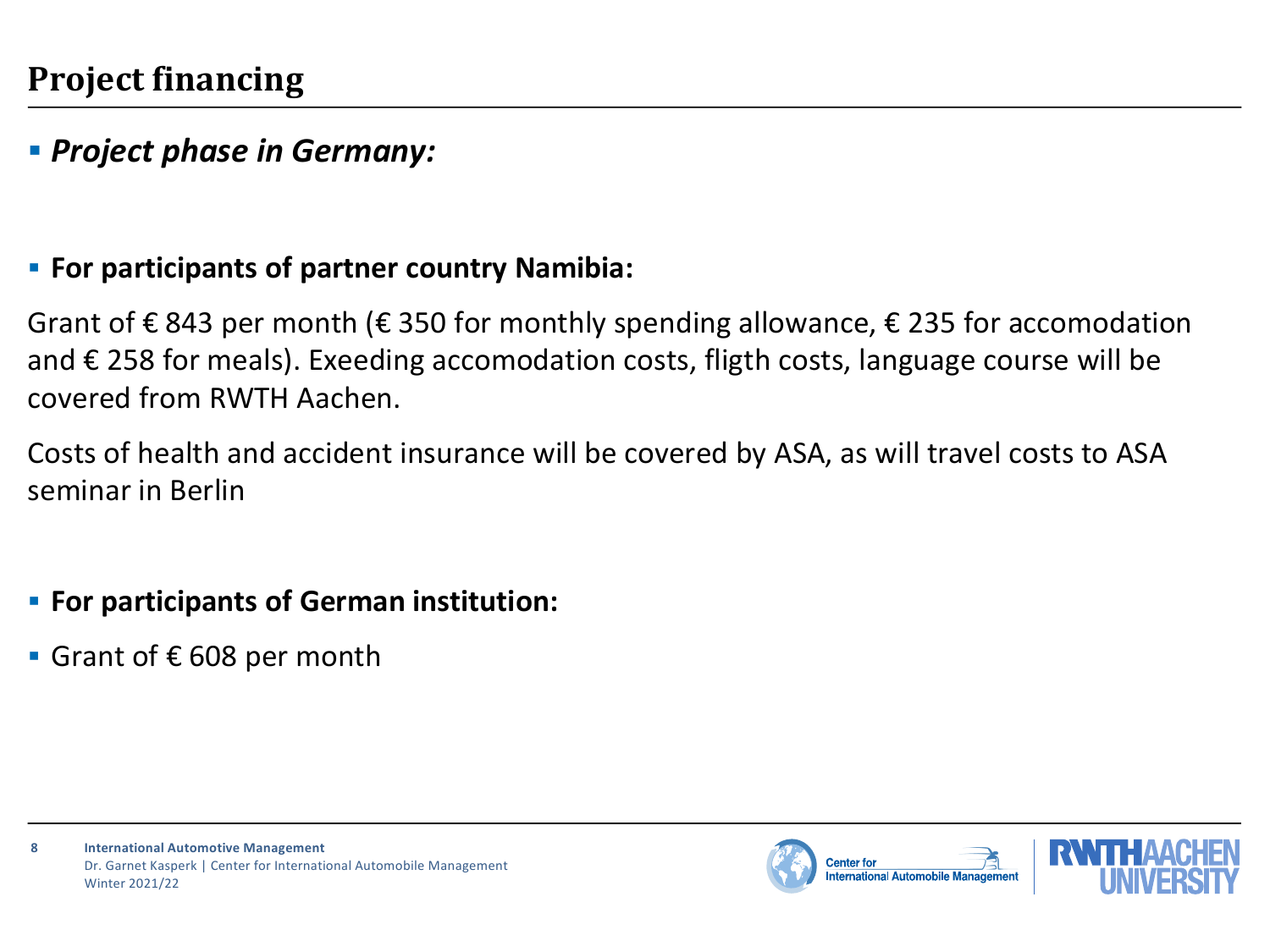# Project financing

- ***Project phase in Germany:***

- **For participants of partner country Namibia:**

Grant of € 843 per month (€ 350 for monthly spending allowance, € 235 for accomodation and € 258 for meals). Exeeding accomodation costs, fligth costs, language course will be covered from RWTH Aachen.

Costs of health and accident insurance will be covered by ASA, as will travel costs to ASA seminar in Berlin

- **For participants of German institution:**

- Grant of € 608 per month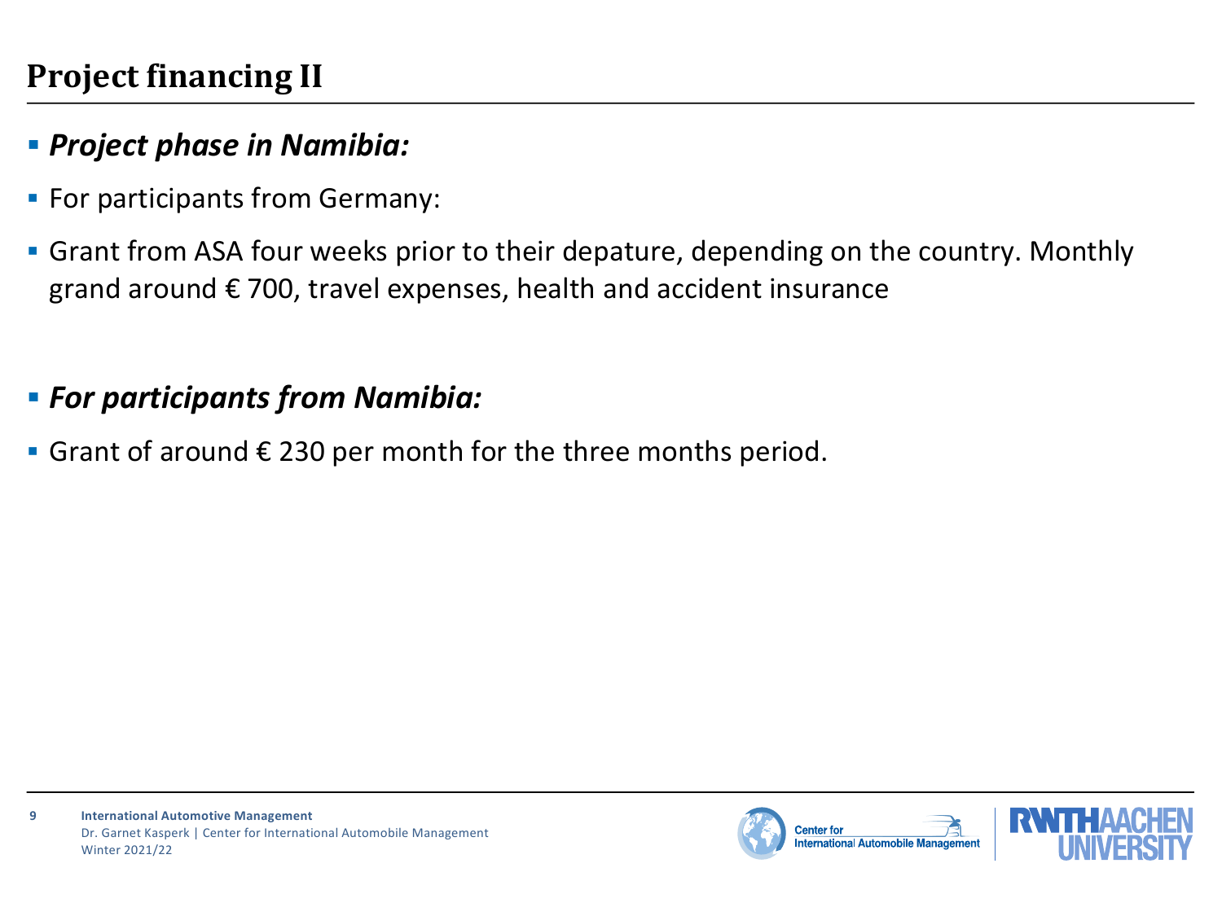# Project financing II

- ***Project phase in Namibia:***
- For participants from Germany:
- Grant from ASA four weeks prior to their depature, depending on the country. Monthly grand around € 700, travel expenses, health and accident insurance

- ***For participants from Namibia:***
- Grant of around € 230 per month for the three months period.